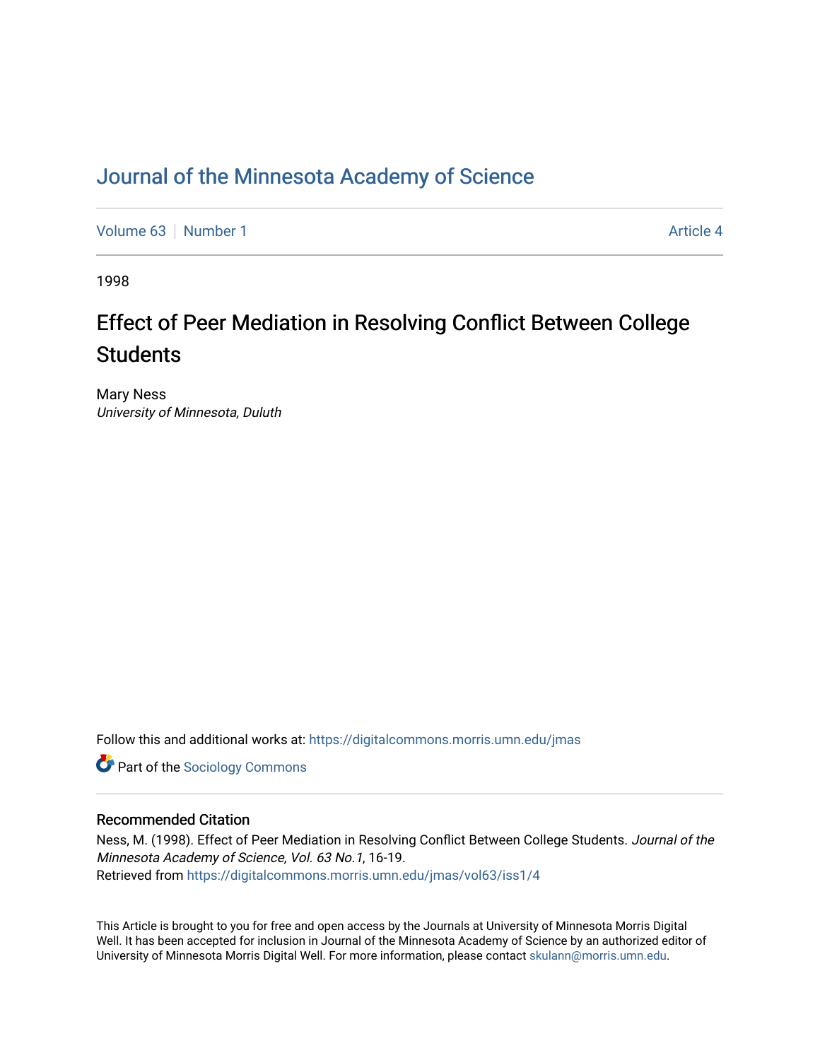# Journal of the Minnesota Academy of Science

Volume 63 | Number 1 Article 4

1998

## Effect of Peer Mediation in Resolving Conflict Between College Students

Mary Ness
*University of Minnesota, Duluth*

Follow this and additional works at: https://digitalcommons.morris.umn.edu/jmas

Part of the Sociology Commons

### Recommended Citation

Ness, M. (1998). Effect of Peer Mediation in Resolving Conflict Between College Students. *Journal of the Minnesota Academy of Science, Vol. 63 No.1*, 16-19.
Retrieved from https://digitalcommons.morris.umn.edu/jmas/vol63/iss1/4

This Article is brought to you for free and open access by the Journals at University of Minnesota Morris Digital Well. It has been accepted for inclusion in Journal of the Minnesota Academy of Science by an authorized editor of University of Minnesota Morris Digital Well. For more information, please contact skulann@morris.umn.edu.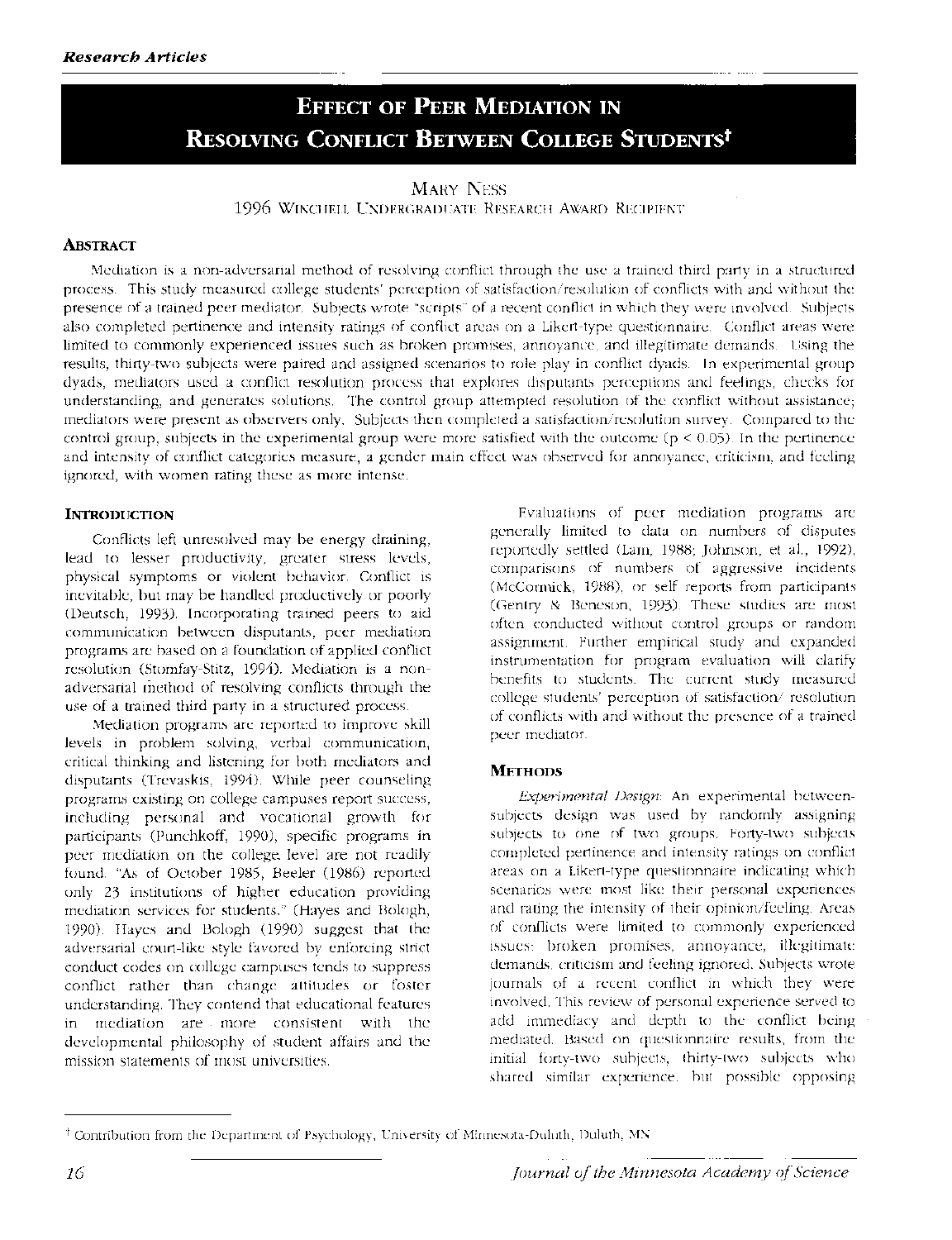# Effect of Peer Mediation in Resolving Conflict Between College Students[†]

Mary Ness

1996 Winchell Undergraduate Research Award Recipient

## Abstract

Mediation is a non-adversarial method of resolving conflict through the use a trained third party in a structured process. This study measured college students' perception of satisfaction/resolution of conflicts with and without the presence of a trained peer mediator. Subjects wrote "scripts" of a recent conflict in which they were involved. Subjects also completed pertinence and intensity ratings of conflict areas on a Likert-type questionnaire. Conflict areas were limited to commonly experienced issues such as broken promises, annoyance, and illegitimate demands. Using the results, thirty-two subjects were paired and assigned scenarios to role play in conflict dyads. In experimental group dyads, mediators used a conflict resolution process that explores disputants perceptions and feelings, checks for understanding, and generates solutions. The control group attempted resolution of the conflict without assistance; mediators were present as observers only. Subjects then completed a satisfaction/resolution survey. Compared to the control group, subjects in the experimental group were more satisfied with the outcome ($p < 0.05$). In the pertinence and intensity of conflict categories measure, a gender main effect was observed for annoyance, criticism, and feeling ignored, with women rating these as more intense.

## Introduction

Conflicts left unresolved may be energy draining, lead to lesser productivity, greater stress levels, physical symptoms or violent behavior. Conflict is inevitable, but may be handled productively or poorly (Deutsch, 1993). Incorporating trained peers to aid communication between disputants, peer mediation programs are based on a foundation of applied conflict resolution (Stomfay-Stitz, 1994). Mediation is a non-adversarial method of resolving conflicts through the use of a trained third party in a structured process.

Mediation programs are reported to improve skill levels in problem solving, verbal communication, critical thinking and listening for both mediators and disputants (Trevaskis, 1994). While peer counseling programs existing on college campuses report success, including personal and vocational growth for participants (Punchkoff, 1990), specific programs in peer mediation on the college level are not readily found. "As of October 1985, Beeler (1986) reported only 23 institutions of higher education providing mediation services for students." (Hayes and Bologh, 1990). Hayes and Bologh (1990) suggest that the adversarial court-like style favored by enforcing strict conduct codes on college campuses tends to suppress conflict rather than change attitudes or foster understanding. They contend that educational features in mediation are more consistent with the developmental philosophy of student affairs and the mission statements of most universities.

Evaluations of peer mediation programs are generally limited to data on numbers of disputes reportedly settled (Lam, 1988; Johnson, et al., 1992), comparisons of numbers of aggressive incidents (McCormick, 1988), or self reports from participants (Gentry & Beneson, 1993). These studies are most often conducted without control groups or random assignment. Further empirical study and expanded instrumentation for program evaluation will clarify benefits to students. The current study measured college students' perception of satisfaction/ resolution of conflicts with and without the presence of a trained peer mediator.

## Methods

*Experimental Design*: An experimental between-subjects design was used by randomly assigning subjects to one of two groups. Forty-two subjects completed pertinence and intensity ratings on conflict areas on a Likert-type questionnaire indicating which scenarios were most like their personal experiences and rating the intensity of their opinion/feeling. Areas of conflicts were limited to commonly experienced issues: broken promises, annoyance, illegitimate demands, criticism and feeling ignored. Subjects wrote journals of a recent conflict in which they were involved. This review of personal experience served to add immediacy and depth to the conflict being mediated. Based on questionnaire results, from the initial forty-two subjects, thirty-two subjects who shared similar experience, but possible opposing

[†] Contribution from the Department of Psychology, University of Minnesota-Duluth, Duluth, MN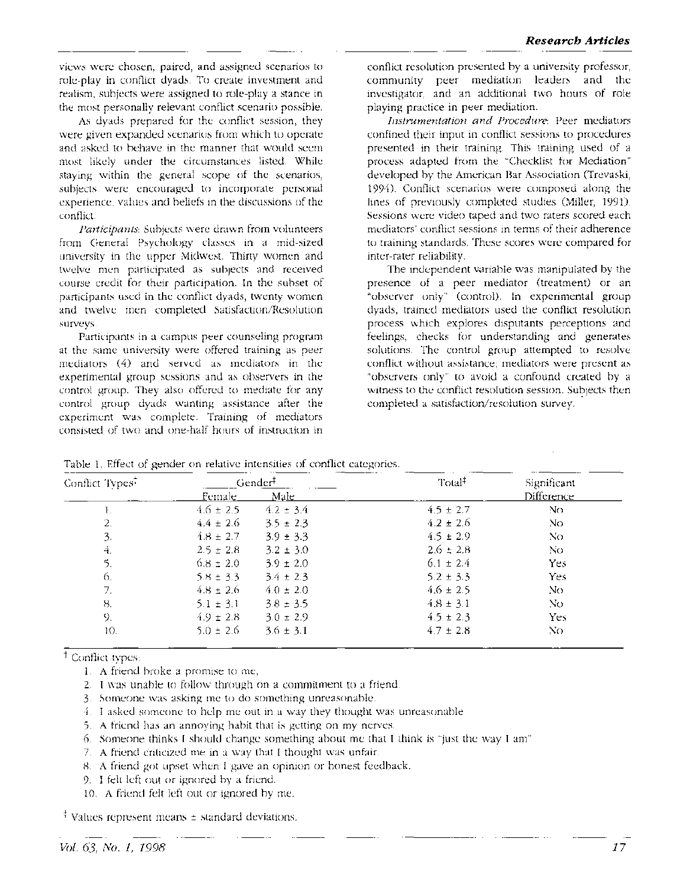views were chosen, paired, and assigned scenarios to role-play in conflict dyads. To create investment and realism, subjects were assigned to role-play a stance in the most personally relevant conflict scenario possible.

As dyads prepared for the conflict session, they were given expanded scenarios from which to operate and asked to behave in the manner that would seem most likely under the circumstances listed. While staying within the general scope of the scenarios, subjects were encouraged to incorporate personal experience, values and beliefs in the discussions of the conflict.

*Participants*: Subjects were drawn from volunteers from General Psychology classes in a mid-sized university in the upper Midwest. Thirty women and twelve men participated as subjects and received course credit for their participation. In the subset of participants used in the conflict dyads, twenty women and twelve men completed Satisfaction/Resolution surveys.

Participants in a campus peer counseling program at the same university were offered training as peer mediators (4) and served as mediators in the experimental group sessions and as observers in the control group. They also offered to mediate for any control group dyads wanting assistance after the experiment was complete. Training of mediators consisted of two and one-half hours of instruction in conflict resolution presented by a university professor, community peer mediation leaders and the investigator, and an additional two hours of role playing practice in peer mediation.

*Instrumentation and Procedure*: Peer mediators confined their input in conflict sessions to procedures presented in their training. This training used of a process adapted from the "Checklist for Mediation" developed by the American Bar Association (Trevaski, 1994). Conflict scenarios were composed along the lines of previously completed studies (Miller, 1991). Sessions were video taped and two raters scored each mediators' conflict sessions in terms of their adherence to training standards. These scores were compared for inter-rater reliability.

The independent variable was manipulated by the presence of a peer mediator (treatment) or an "observer only" (control). In experimental group dyads, trained mediators used the conflict resolution process which explores disputants perceptions and feelings, checks for understanding and generates solutions. The control group attempted to resolve conflict without assistance; mediators were present as "observers only" to avoid a confound created by a witness to the conflict resolution session. Subjects then completed a satisfaction/resolution survey.

Table 1. Effect of gender on relative intensities of conflict categories.

| Conflict Types[†] | Gender[‡] | | Total[‡] | Significant Difference |
|---|---|---|---|---|
| | Female | Male | | |
| 1. | 4.6 ± 2.5 | 4.2 ± 3.4 | 4.5 ± 2.7 | No |
| 2. | 4.4 ± 2.6 | 3.5 ± 2.3 | 4.2 ± 2.6 | No |
| 3. | 4.8 ± 2.7 | 3.9 ± 3.3 | 4.5 ± 2.9 | No |
| 4. | 2.5 ± 2.8 | 3.2 ± 3.0 | 2.6 ± 2.8 | No |
| 5. | 6.8 ± 2.0 | 3.9 ± 2.0 | 6.1 ± 2.4 | Yes |
| 6. | 5.8 ± 3.3 | 3.4 ± 2.3 | 5.2 ± 3.3 | Yes |
| 7. | 4.8 ± 2.6 | 4.0 ± 2.0 | 4.6 ± 2.5 | No |
| 8. | 5.1 ± 3.1 | 3.8 ± 3.5 | 4.8 ± 3.1 | No |
| 9. | 4.9 ± 2.8 | 3.0 ± 2.9 | 4.5 ± 2.3 | Yes |
| 10. | 5.0 ± 2.6 | 3.6 ± 3.1 | 4.7 ± 2.8 | No |

[†] Conflict types:

1. A friend broke a promise to me,
2. I was unable to follow through on a commitment to a friend.
3. Someone was asking me to do something unreasonable.
4. I asked someone to help me out in a way they thought was unreasonable
5. A friend has an annoying habit that is getting on my nerves.
6. Someone thinks I should change something about me that I think is "just the way I am"
7. A friend criticized me in a way that I thought was unfair.
8. A friend got upset when I gave an opinion or honest feedback.
9. I felt left out or ignored by a friend.
10. A friend felt left out or ignored by me.

[‡] Values represent means ± standard deviations.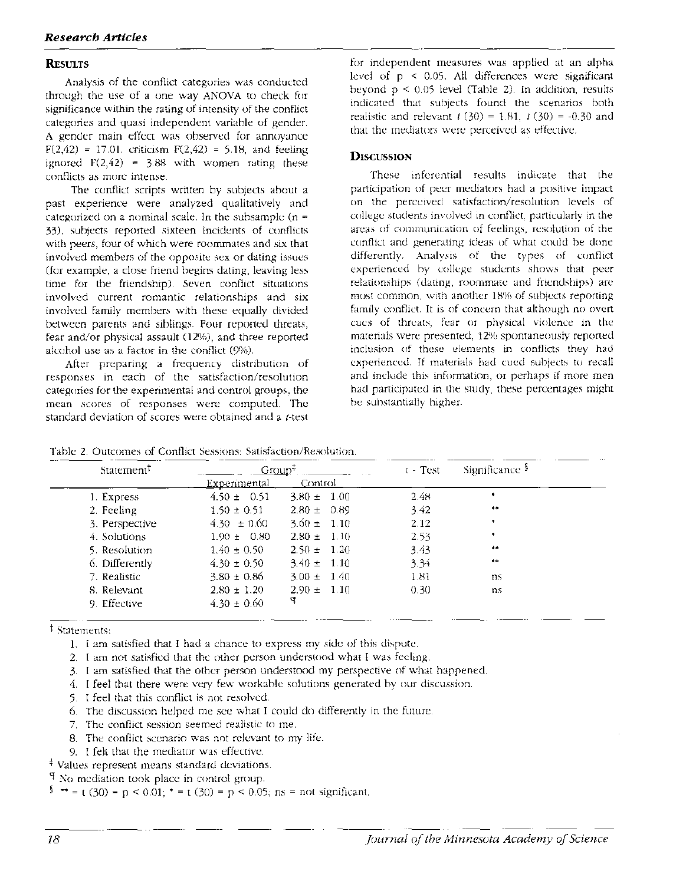## Results

Analysis of the conflict categories was conducted through the use of a one way ANOVA to check for significance within the rating of intensity of the conflict categories and quasi independent variable of gender. A gender main effect was observed for annoyance $F(2,42) = 17.01$, criticism $F(2,42) = 5.18$, and feeling ignored $F(2,42) = 3.88$ with women rating these conflicts as more intense.

The conflict scripts written by subjects about a past experience were analyzed qualitatively and categorized on a nominal scale. In the subsample ($n = 33$), subjects reported sixteen incidents of conflicts with peers, four of which were roommates and six that involved members of the opposite sex or dating issues (for example, a close friend begins dating, leaving less time for the friendship). Seven conflict situations involved current romantic relationships and six involved family members with these equally divided between parents and siblings. Four reported threats, fear and/or physical assault (12%), and three reported alcohol use as a factor in the conflict (9%).

After preparing a frequency distribution of responses in each of the satisfaction/resolution categories for the experimental and control groups, the mean scores of responses were computed. The standard deviation of scores were obtained and a *t*-test for independent measures was applied at an alpha level of $p < 0.05$. All differences were significant beyond $p < 0.05$ level (Table 2). In addition, results indicated that subjects found the scenarios both realistic and relevant $t(30) = 1.81$, $t(30) = -0.30$ and that the mediators were perceived as effective.

## Discussion

These inferential results indicate that the participation of peer mediators had a positive impact on the perceived satisfaction/resolution levels of college students involved in conflict, particularly in the areas of communication of feelings, resolution of the conflict and generating ideas of what could be done differently. Analysis of the types of conflict experienced by college students shows that peer relationships (dating, roommate and friendships) are most common, with another 18% of subjects reporting family conflict. It is of concern that although no overt cues of threats, fear or physical violence in the materials were presented, 12% spontaneously reported inclusion of these elements in conflicts they had experienced. If materials had cued subjects to recall and include this information, or perhaps if more men had participated in the study, these percentages might be substantially higher.

Table 2. Outcomes of Conflict Sessions: Satisfaction/Resolution.

| Statement† | Group‡ | | t - Test | Significance § |
|---|---|---|---|---|
| | Experimental | Control | | |
| 1. Express | 4.50 ± 0.51 | 3.80 ± 1.00 | 2.48 | * |
| 2. Feeling | 1.50 ± 0.51 | 2.80 ± 0.89 | 3.42 | ** |
| 3. Perspective | 4.30 ± 0.60 | 3.60 ± 1.10 | 2.12 | * |
| 4. Solutions | 1.90 ± 0.80 | 2.80 ± 1.10 | 2.53 | * |
| 5. Resolution | 1.40 ± 0.50 | 2.50 ± 1.20 | 3.43 | ** |
| 6. Differently | 4.30 ± 0.50 | 3.40 ± 1.10 | 3.34 | ** |
| 7. Realistic | 3.80 ± 0.86 | 3.00 ± 1.40 | 1.81 | ns |
| 8. Relevant | 2.80 ± 1.20 | 2.90 ± 1.10 | 0.30 | ns |
| 9. Effective | 4.30 ± 0.60 | ¶ | | |

† Statements:

1. I am satisfied that I had a chance to express my side of this dispute.
2. I am not satisfied that the other person understood what I was feeling.
3. I am satisfied that the other person understood my perspective of what happened.
4. I feel that there were very few workable solutions generated by our discussion.
5. I feel that this conflict is not resolved.
6. The discussion helped me see what I could do differently in the future.
7. The conflict session seemed realistic to me.
8. The conflict scenario was not relevant to my life.
9. I felt that the mediator was effective.

‡ Values represent means standard deviations.

¶ No mediation took place in control group.

§ ** = $t(30) = p < 0.01$; * = $t(30) = p < 0.05$; ns = not significant.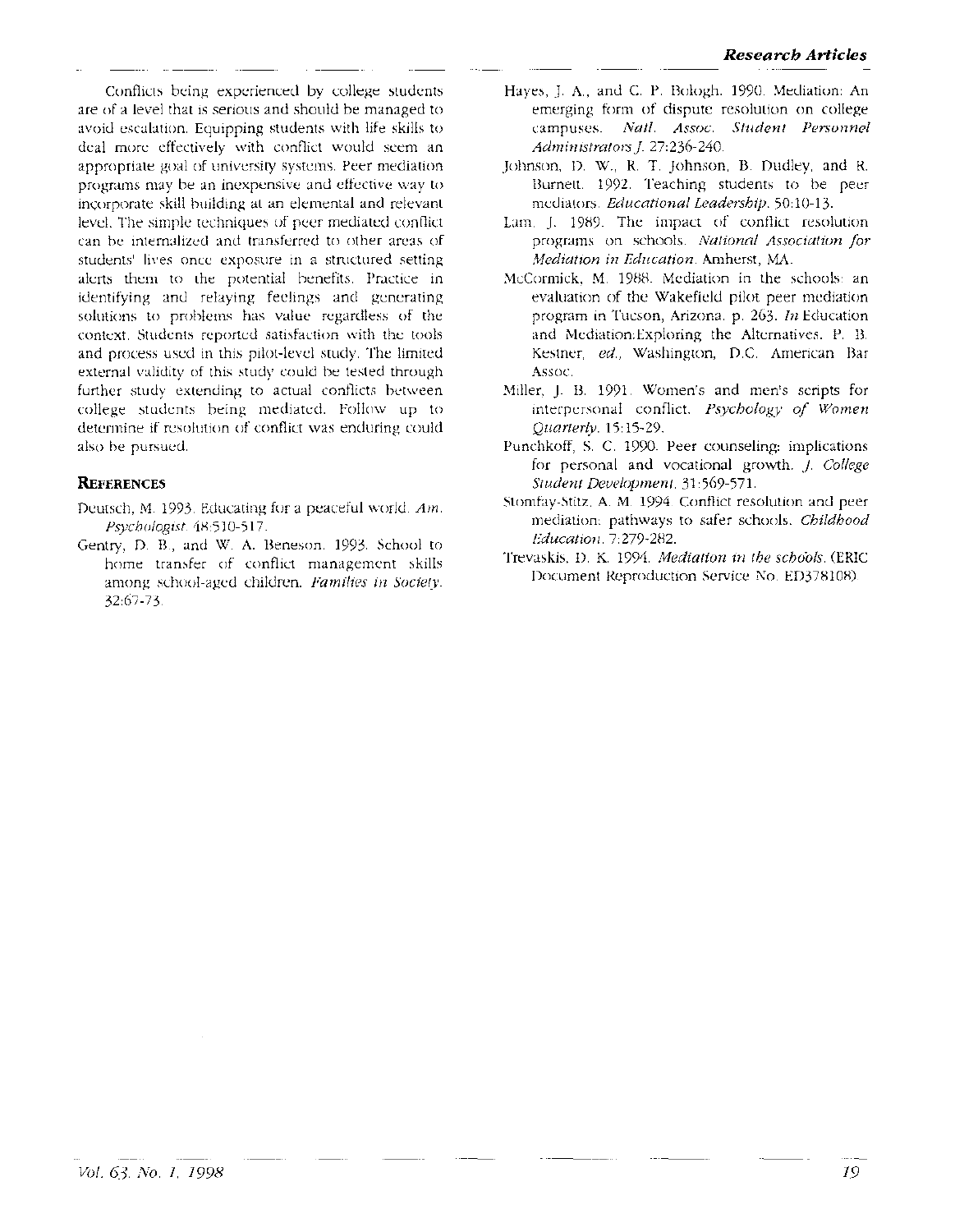Conflicts being experienced by college students are of a level that is serious and should be managed to avoid escalation. Equipping students with life skills to deal more effectively with conflict would seem an appropriate goal of university systems. Peer mediation programs may be an inexpensive and effective way to incorporate skill building at an elemental and relevant level. The simple techniques of peer mediated conflict can be internalized and transferred to other areas of students' lives once exposure in a structured setting alerts them to the potential benefits. Practice in identifying and relaying feelings and generating solutions to problems has value regardless of the context. Students reported satisfaction with the tools and process used in this pilot-level study. The limited external validity of this study could be tested through further study extending to actual conflicts between college students being mediated. Follow up to determine if resolution of conflict was enduring could also be pursued.

## References

Deutsch, M. 1993. Educating for a peaceful world. *Am. Psychologist.* 48:510-517.

Gentry, D. B., and W. A. Beneson. 1993. School to home transfer of conflict management skills among school-aged children. *Families in Society.* 32:67-73.

Hayes, J. A., and C. P. Bologh. 1990. Mediation: An emerging form of dispute resolution on college campuses. *Natl. Assoc. Student Personnel Administrators J.* 27:236-240.

Johnson, D. W., R. T. Johnson, B. Dudley, and R. Burnett. 1992. Teaching students to be peer mediators. *Educational Leadership.* 50:10-13.

Lam, J. 1989. The impact of conflict resolution programs on schools. *National Association for Mediation in Education.* Amherst, MA.

McCormick, M. 1988. Mediation in the schools: an evaluation of the Wakefield pilot peer mediation program in Tucson, Arizona. p. 263. *In* Education and Mediation:Exploring the Alternatives. P. B. Kestner, *ed.,* Washington, D.C. American Bar Assoc.

Miller, J. B. 1991. Women's and men's scripts for interpersonal conflict. *Psychology of Women Quarterly.* 15:15-29.

Punchkoff, S. C. 1990. Peer counseling: implications for personal and vocational growth. *J. College Student Development.* 31:569-571.

Stomfay-Stitz, A. M. 1994. Conflict resolution and peer mediation: pathways to safer schools. *Childhood Education.* 7:279-282.

Trevaskis, D. K. 1994. *Mediation in the schools.* (ERIC Document Reproduction Service No. ED378108).